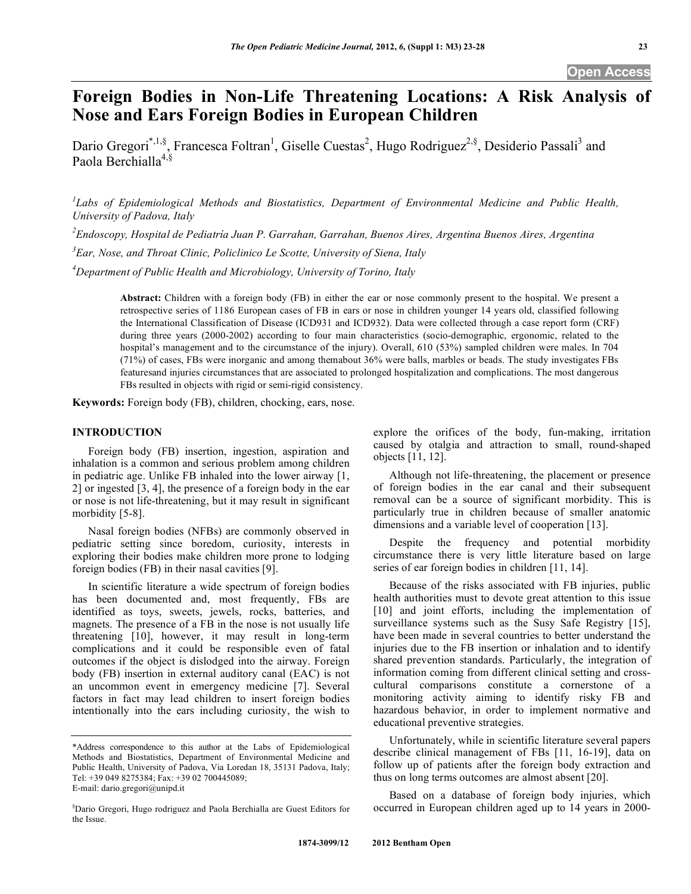# Foreign Bodies in Non-Life Threatening Locations: A Risk Analysis of Nose and Ears Foreign Bodies in European Children

Dario Gregori[*,1,§], Francesca Foltran[1], Giselle Cuestas[2], Hugo Rodriguez[2,§], Desiderio Passali[3] and Paola Berchialla[4,§]

*[1]Labs of Epidemiological Methods and Biostatistics, Department of Environmental Medicine and Public Health, University of Padova, Italy*

*[2]Endoscopy, Hospital de Pediatría Juan P. Garrahan, Garrahan, Buenos Aires, Argentina Buenos Aires, Argentina*

*[3]Ear, Nose, and Throat Clinic, Policlinico Le Scotte, University of Siena, Italy*

*[4]Department of Public Health and Microbiology, University of Torino, Italy*

**Abstract:** Children with a foreign body (FB) in either the ear or nose commonly present to the hospital. We present a retrospective series of 1186 European cases of FB in ears or nose in children younger 14 years old, classified following the International Classification of Disease (ICD931 and ICD932). Data were collected through a case report form (CRF) during three years (2000-2002) according to four main characteristics (socio-demographic, ergonomic, related to the hospital's management and to the circumstance of the injury). Overall, 610 (53%) sampled children were males. In 704 (71%) of cases, FBs were inorganic and among themabout 36% were balls, marbles or beads. The study investigates FBs featuresand injuries circumstances that are associated to prolonged hospitalization and complications. The most dangerous FBs resulted in objects with rigid or semi-rigid consistency.

**Keywords:** Foreign body (FB), children, chocking, ears, nose.

## INTRODUCTION

Foreign body (FB) insertion, ingestion, aspiration and inhalation is a common and serious problem among children in pediatric age. Unlike FB inhaled into the lower airway [1, 2] or ingested [3, 4], the presence of a foreign body in the ear or nose is not life-threatening, but it may result in significant morbidity [5-8].

Nasal foreign bodies (NFBs) are commonly observed in pediatric setting since boredom, curiosity, interests in exploring their bodies make children more prone to lodging foreign bodies (FB) in their nasal cavities [9].

In scientific literature a wide spectrum of foreign bodies has been documented and, most frequently, FBs are identified as toys, sweets, jewels, rocks, batteries, and magnets. The presence of a FB in the nose is not usually life threatening [10], however, it may result in long-term complications and it could be responsible even of fatal outcomes if the object is dislodged into the airway. Foreign body (FB) insertion in external auditory canal (EAC) is not an uncommon event in emergency medicine [7]. Several factors in fact may lead children to insert foreign bodies intentionally into the ears including curiosity, the wish to explore the orifices of the body, fun-making, irritation caused by otalgia and attraction to small, round-shaped objects [11, 12].

Although not life-threatening, the placement or presence of foreign bodies in the ear canal and their subsequent removal can be a source of significant morbidity. This is particularly true in children because of smaller anatomic dimensions and a variable level of cooperation [13].

Despite the frequency and potential morbidity circumstance there is very little literature based on large series of ear foreign bodies in children [11, 14].

Because of the risks associated with FB injuries, public health authorities must to devote great attention to this issue [10] and joint efforts, including the implementation of surveillance systems such as the Susy Safe Registry [15], have been made in several countries to better understand the injuries due to the FB insertion or inhalation and to identify shared prevention standards. Particularly, the integration of information coming from different clinical setting and cross-cultural comparisons constitute a cornerstone of a monitoring activity aiming to identify risky FB and hazardous behavior, in order to implement normative and educational preventive strategies.

Unfortunately, while in scientific literature several papers describe clinical management of FBs [11, 16-19], data on follow up of patients after the foreign body extraction and thus on long terms outcomes are almost absent [20].

Based on a database of foreign body injuries, which occurred in European children aged up to 14 years in 2000-

*Address correspondence to this author at the Labs of Epidemiological Methods and Biostatistics, Department of Environmental Medicine and Public Health, University of Padova, Via Loredan 18, 35131 Padova, Italy; Tel: +39 049 8275384; Fax: +39 02 700445089; E-mail: dario.gregori@unipd.it

§Dario Gregori, Hugo rodriguez and Paola Berchialla are Guest Editors for the Issue.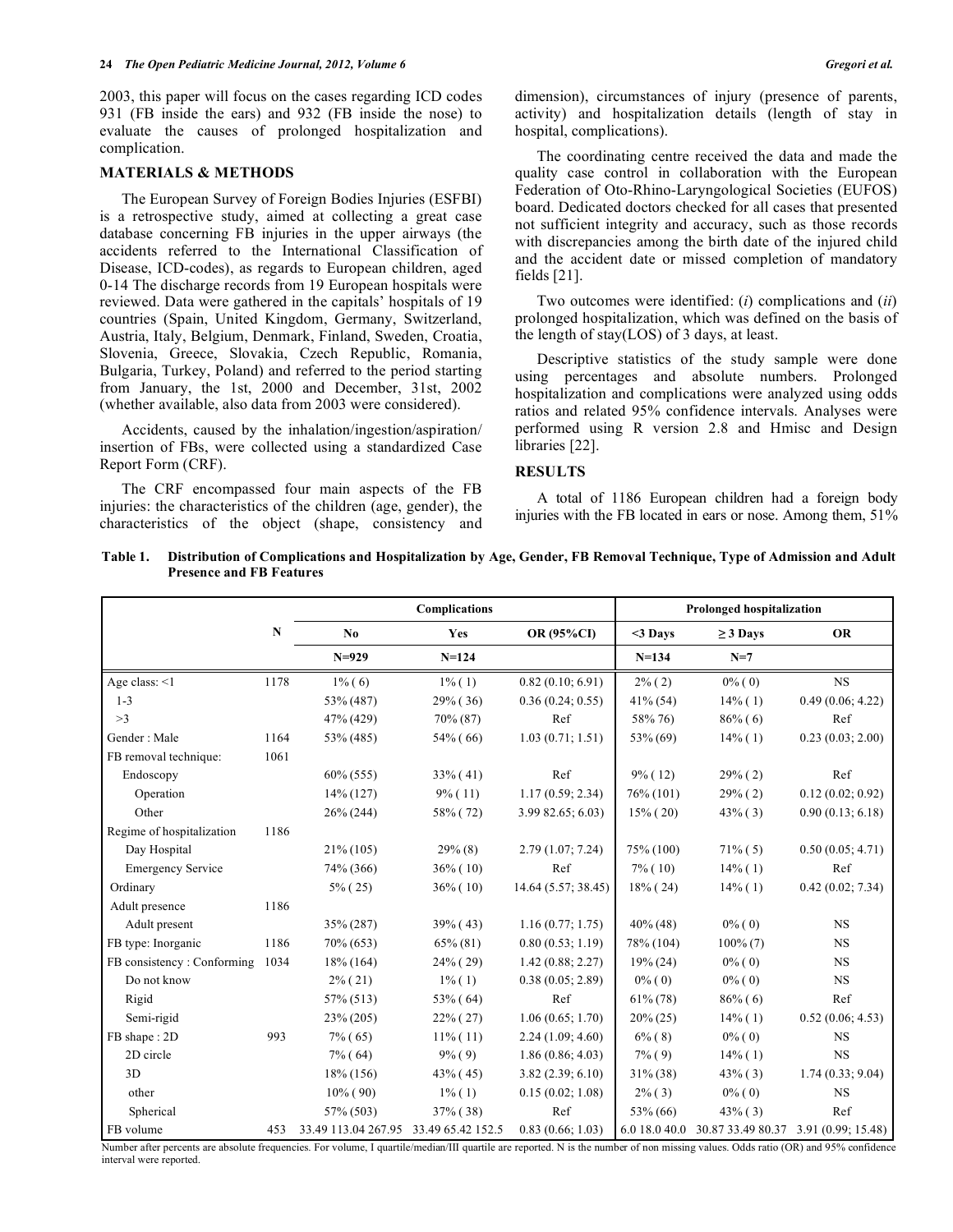2003, this paper will focus on the cases regarding ICD codes 931 (FB inside the ears) and 932 (FB inside the nose) to evaluate the causes of prolonged hospitalization and complication.

## MATERIALS & METHODS

The European Survey of Foreign Bodies Injuries (ESFBI) is a retrospective study, aimed at collecting a great case database concerning FB injuries in the upper airways (the accidents referred to the International Classification of Disease, ICD-codes), as regards to European children, aged 0-14 The discharge records from 19 European hospitals were reviewed. Data were gathered in the capitals' hospitals of 19 countries (Spain, United Kingdom, Germany, Switzerland, Austria, Italy, Belgium, Denmark, Finland, Sweden, Croatia, Slovenia, Greece, Slovakia, Czech Republic, Romania, Bulgaria, Turkey, Poland) and referred to the period starting from January, the 1st, 2000 and December, 31st, 2002 (whether available, also data from 2003 were considered).

Accidents, caused by the inhalation/ingestion/aspiration/ insertion of FBs, were collected using a standardized Case Report Form (CRF).

The CRF encompassed four main aspects of the FB injuries: the characteristics of the children (age, gender), the characteristics of the object (shape, consistency and dimension), circumstances of injury (presence of parents, activity) and hospitalization details (length of stay in hospital, complications).

The coordinating centre received the data and made the quality case control in collaboration with the European Federation of Oto-Rhino-Laryngological Societies (EUFOS) board. Dedicated doctors checked for all cases that presented not sufficient integrity and accuracy, such as those records with discrepancies among the birth date of the injured child and the accident date or missed completion of mandatory fields [21].

Two outcomes were identified: (*i*) complications and (*ii*) prolonged hospitalization, which was defined on the basis of the length of stay(LOS) of 3 days, at least.

Descriptive statistics of the study sample were done using percentages and absolute numbers. Prolonged hospitalization and complications were analyzed using odds ratios and related 95% confidence intervals. Analyses were performed using R version 2.8 and Hmisc and Design libraries [22].

## RESULTS

A total of 1186 European children had a foreign body injuries with the FB located in ears or nose. Among them, 51%

**Table 1. Distribution of Complications and Hospitalization by Age, Gender, FB Removal Technique, Type of Admission and Adult Presence and FB Features**

| | N | Complications | | | Prolonged hospitalization | | |
|---|---|---|---|---|---|---|---|
| | | No | Yes | OR (95%CI) | <3 Days | ≥ 3 Days | OR |
| | | N=929 | N=124 | | N=134 | N=7 | |
| Age class: <1 | 1178 | 1% ( 6) | 1% ( 1) | 0.82 (0.10; 6.91) | 2% ( 2) | 0% ( 0) | NS |
| 1-3 | | 53% (487) | 29% ( 36) | 0.36 (0.24; 0.55) | 41% (54) | 14% ( 1) | 0.49 (0.06; 4.22) |
| >3 | | 47% (429) | 70% (87) | Ref | 58% 76) | 86% ( 6) | Ref |
| Gender : Male | 1164 | 53% (485) | 54% ( 66) | 1.03 (0.71; 1.51) | 53% (69) | 14% ( 1) | 0.23 (0.03; 2.00) |
| FB removal technique: | 1061 | | | | | | |
| Endoscopy | | 60% (555) | 33% ( 41) | Ref | 9% ( 12) | 29% ( 2) | Ref |
| Operation | | 14% (127) | 9% ( 11) | 1.17 (0.59; 2.34) | 76% (101) | 29% ( 2) | 0.12 (0.02; 0.92) |
| Other | | 26% (244) | 58% ( 72) | 3.99 82.65; 6.03) | 15% ( 20) | 43% ( 3) | 0.90 (0.13; 6.18) |
| Regime of hospitalization | 1186 | | | | | | |
| Day Hospital | | 21% (105) | 29% (8) | 2.79 (1.07; 7.24) | 75% (100) | 71% ( 5) | 0.50 (0.05; 4.71) |
| Emergency Service | | 74% (366) | 36% ( 10) | Ref | 7% ( 10) | 14% ( 1) | Ref |
| Ordinary | | 5% ( 25) | 36% ( 10) | 14.64 (5.57; 38.45) | 18% ( 24) | 14% ( 1) | 0.42 (0.02; 7.34) |
| Adult presence | 1186 | | | | | | |
| Adult present | | 35% (287) | 39% ( 43) | 1.16 (0.77; 1.75) | 40% (48) | 0% ( 0) | NS |
| FB type: Inorganic | 1186 | 70% (653) | 65% (81) | 0.80 (0.53; 1.19) | 78% (104) | 100% (7) | NS |
| FB consistency : Conforming | 1034 | 18% (164) | 24% ( 29) | 1.42 (0.88; 2.27) | 19% (24) | 0% ( 0) | NS |
| Do not know | | 2% ( 21) | 1% ( 1) | 0.38 (0.05; 2.89) | 0% ( 0) | 0% ( 0) | NS |
| Rigid | | 57% (513) | 53% ( 64) | Ref | 61% (78) | 86% ( 6) | Ref |
| Semi-rigid | | 23% (205) | 22% ( 27) | 1.06 (0.65; 1.70) | 20% (25) | 14% ( 1) | 0.52 (0.06; 4.53) |
| FB shape : 2D | 993 | 7% ( 65) | 11% ( 11) | 2.24 (1.09; 4.60) | 6% ( 8) | 0% ( 0) | NS |
| 2D circle | | 7% ( 64) | 9% ( 9) | 1.86 (0.86; 4.03) | 7% ( 9) | 14% ( 1) | NS |
| 3D | | 18% (156) | 43% ( 45) | 3.82 (2.39; 6.10) | 31% (38) | 43% ( 3) | 1.74 (0.33; 9.04) |
| other | | 10% ( 90) | 1% ( 1) | 0.15 (0.02; 1.08) | 2% ( 3) | 0% ( 0) | NS |
| Spherical | | 57% (503) | 37% ( 38) | Ref | 53% (66) | 43% ( 3) | Ref |
| FB volume | 453 | 33.49 113.04 267.95 | 33.49 65.42 152.5 | 0.83 (0.66; 1.03) | 6.0 18.0 40.0 | 30.87 33.49 80.37 | 3.91 (0.99; 15.48) |

Number after percents are absolute frequencies. For volume, I quartile/median/III quartile are reported. N is the number of non missing values. Odds ratio (OR) and 95% confidence interval were reported.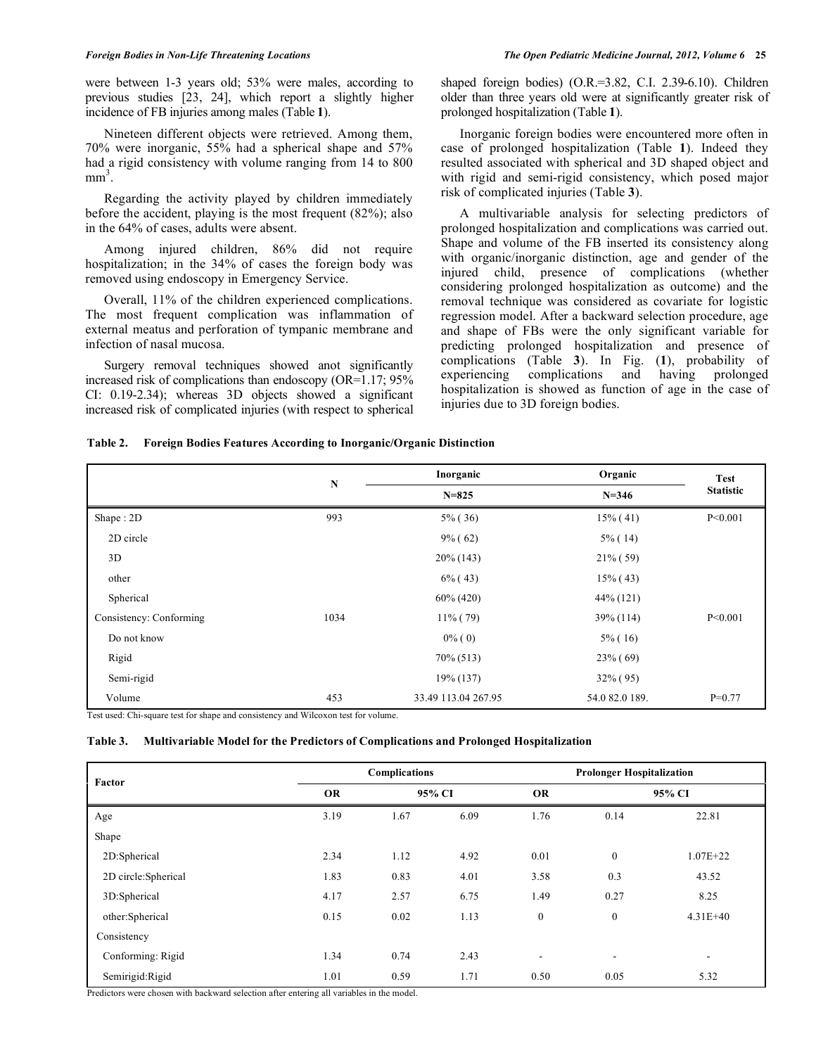were between 1-3 years old; 53% were males, according to previous studies [23, 24], which report a slightly higher incidence of FB injuries among males (Table **1**).

Nineteen different objects were retrieved. Among them, 70% were inorganic, 55% had a spherical shape and 57% had a rigid consistency with volume ranging from 14 to 800 $mm^3$.

Regarding the activity played by children immediately before the accident, playing is the most frequent (82%); also in the 64% of cases, adults were absent.

Among injured children, 86% did not require hospitalization; in the 34% of cases the foreign body was removed using endoscopy in Emergency Service.

Overall, 11% of the children experienced complications. The most frequent complication was inflammation of external meatus and perforation of tympanic membrane and infection of nasal mucosa.

Surgery removal techniques showed anot significantly increased risk of complications than endoscopy (OR=1.17; 95% CI: 0.19-2.34); whereas 3D objects showed a significant increased risk of complicated injuries (with respect to spherical shaped foreign bodies) (O.R.=3.82, C.I. 2.39-6.10). Children older than three years old were at significantly greater risk of prolonged hospitalization (Table **1**).

Inorganic foreign bodies were encountered more often in case of prolonged hospitalization (Table **1**). Indeed they resulted associated with spherical and 3D shaped object and with rigid and semi-rigid consistency, which posed major risk of complicated injuries (Table **3**).

A multivariable analysis for selecting predictors of prolonged hospitalization and complications was carried out. Shape and volume of the FB inserted its consistency along with organic/inorganic distinction, age and gender of the injured child, presence of complications (whether considering prolonged hospitalization as outcome) and the removal technique was considered as covariate for logistic regression model. After a backward selection procedure, age and shape of FBs were the only significant variable for predicting prolonged hospitalization and presence of complications (Table **3**). In Fig. (**1**), probability of experiencing complications and having prolonged hospitalization is showed as function of age in the case of injuries due to 3D foreign bodies.

**Table 2. Foreign Bodies Features According to Inorganic/Organic Distinction**

| | N | Inorganic N=825 | Organic N=346 | Test Statistic |
|---|---|---|---|---|
| Shape : 2D | 993 | 5% ( 36) | 15% ( 41) | P<0.001 |
| 2D circle | | 9% ( 62) | 5% ( 14) | |
| 3D | | 20% (143) | 21% ( 59) | |
| other | | 6% ( 43) | 15% ( 43) | |
| Spherical | | 60% (420) | 44% (121) | |
| Consistency: Conforming | 1034 | 11% ( 79) | 39% (114) | P<0.001 |
| Do not know | | 0% ( 0) | 5% ( 16) | |
| Rigid | | 70% (513) | 23% ( 69) | |
| Semi-rigid | | 19% (137) | 32% ( 95) | |
| Volume | 453 | 33.49 113.04 267.95 | 54.0 82.0 189. | P=0.77 |

Test used: Chi-square test for shape and consistency and Wilcoxon test for volume.

**Table 3. Multivariable Model for the Predictors of Complications and Prolonged Hospitalization**

| Factor | Complications | | | Prolonger Hospitalization | | |
|---|---|---|---|---|---|---|
| | OR | 95% CI | | OR | 95% CI | |
| Age | 3.19 | 1.67 | 6.09 | 1.76 | 0.14 | 22.81 |
| Shape | | | | | | |
| 2D:Spherical | 2.34 | 1.12 | 4.92 | 0.01 | 0 | 1.07E+22 |
| 2D circle:Spherical | 1.83 | 0.83 | 4.01 | 3.58 | 0.3 | 43.52 |
| 3D:Spherical | 4.17 | 2.57 | 6.75 | 1.49 | 0.27 | 8.25 |
| other:Spherical | 0.15 | 0.02 | 1.13 | 0 | 0 | 4.31E+40 |
| Consistency | | | | | | |
| Conforming: Rigid | 1.34 | 0.74 | 2.43 | - | - | - |
| Semirigid:Rigid | 1.01 | 0.59 | 1.71 | 0.50 | 0.05 | 5.32 |

Predictors were chosen with backward selection after entering all variables in the model.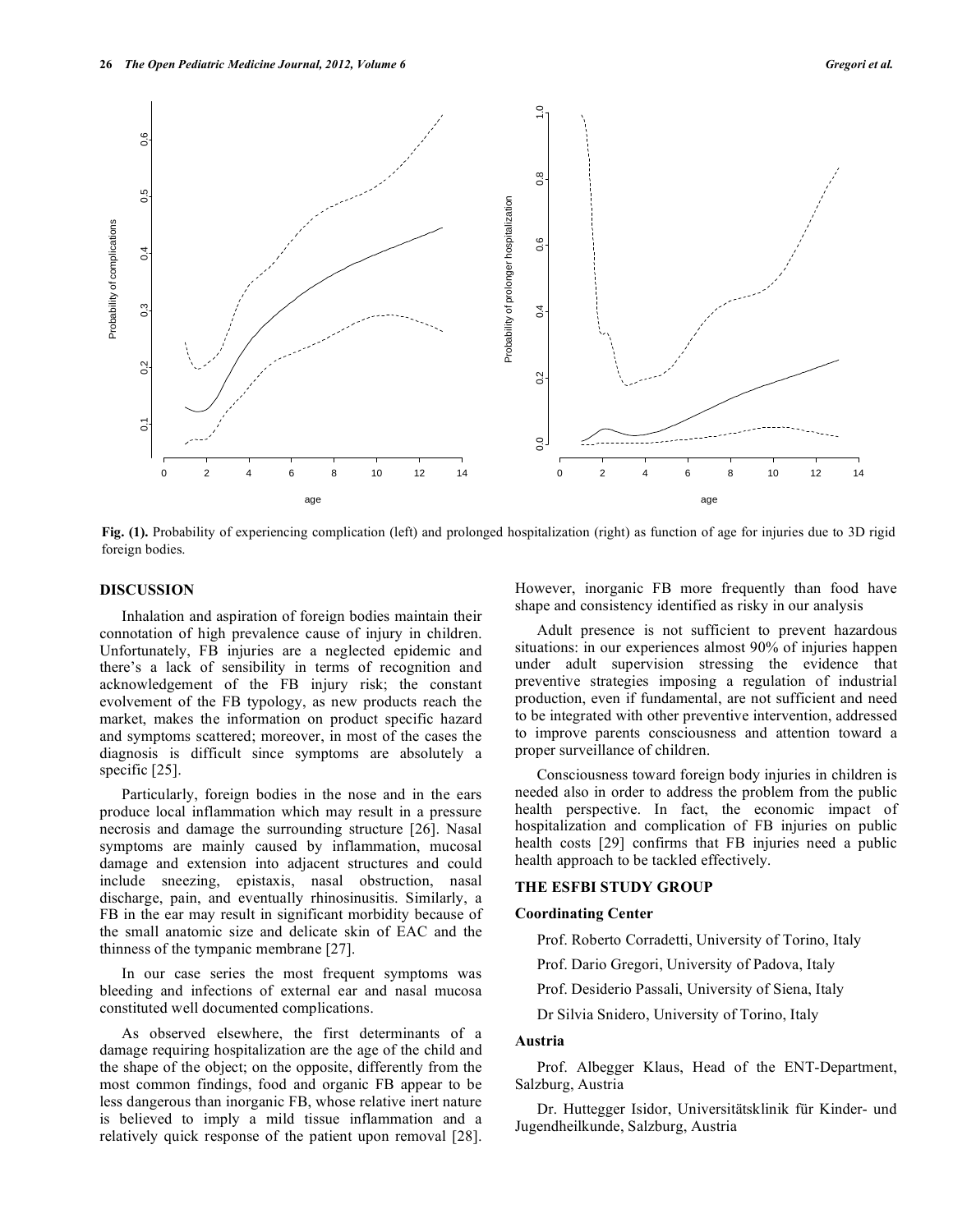Fig. (1). Probability of experiencing complication (left) and prolonged hospitalization (right) as function of age for injuries due to 3D rigid foreign bodies.

## DISCUSSION

Inhalation and aspiration of foreign bodies maintain their connotation of high prevalence cause of injury in children. Unfortunately, FB injuries are a neglected epidemic and there's a lack of sensibility in terms of recognition and acknowledgement of the FB injury risk; the constant evolvement of the FB typology, as new products reach the market, makes the information on product specific hazard and symptoms scattered; moreover, in most of the cases the diagnosis is difficult since symptoms are absolutely a specific [25].

Particularly, foreign bodies in the nose and in the ears produce local inflammation which may result in a pressure necrosis and damage the surrounding structure [26]. Nasal symptoms are mainly caused by inflammation, mucosal damage and extension into adjacent structures and could include sneezing, epistaxis, nasal obstruction, nasal discharge, pain, and eventually rhinosinusitis. Similarly, a FB in the ear may result in significant morbidity because of the small anatomic size and delicate skin of EAC and the thinness of the tympanic membrane [27].

In our case series the most frequent symptoms was bleeding and infections of external ear and nasal mucosa constituted well documented complications.

As observed elsewhere, the first determinants of a damage requiring hospitalization are the age of the child and the shape of the object; on the opposite, differently from the most common findings, food and organic FB appear to be less dangerous than inorganic FB, whose relative inert nature is believed to imply a mild tissue inflammation and a relatively quick response of the patient upon removal [28]. However, inorganic FB more frequently than food have shape and consistency identified as risky in our analysis

Adult presence is not sufficient to prevent hazardous situations: in our experiences almost 90% of injuries happen under adult supervision stressing the evidence that preventive strategies imposing a regulation of industrial production, even if fundamental, are not sufficient and need to be integrated with other preventive intervention, addressed to improve parents consciousness and attention toward a proper surveillance of children.

Consciousness toward foreign body injuries in children is needed also in order to address the problem from the public health perspective. In fact, the economic impact of hospitalization and complication of FB injuries on public health costs [29] confirms that FB injuries need a public health approach to be tackled effectively.

## THE ESFBI STUDY GROUP

### Coordinating Center

Prof. Roberto Corradetti, University of Torino, Italy

Prof. Dario Gregori, University of Padova, Italy

Prof. Desiderio Passali, University of Siena, Italy

Dr Silvia Snidero, University of Torino, Italy

### Austria

Prof. Albegger Klaus, Head of the ENT-Department, Salzburg, Austria

Dr. Huttegger Isidor, Universitätsklinik für Kinder- und Jugendheilkunde, Salzburg, Austria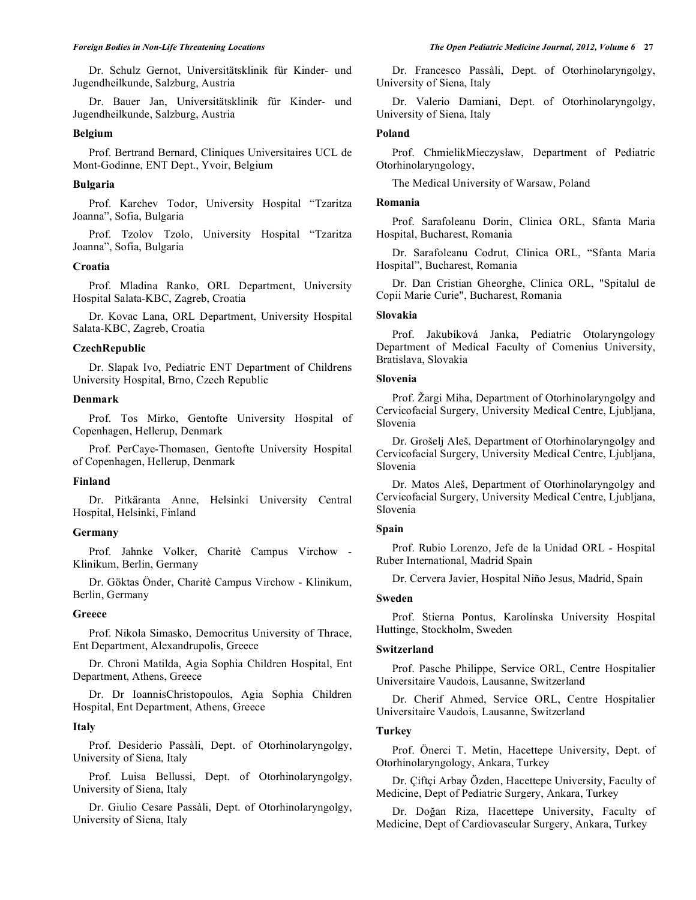Dr. Schulz Gernot, Universitätsklinik für Kinder- und Jugendheilkunde, Salzburg, Austria

Dr. Bauer Jan, Universitätsklinik für Kinder- und Jugendheilkunde, Salzburg, Austria

### Belgium

Prof. Bertrand Bernard, Cliniques Universitaires UCL de Mont-Godinne, ENT Dept., Yvoir, Belgium

### Bulgaria

Prof. Karchev Todor, University Hospital "Tzaritza Joanna", Sofia, Bulgaria

Prof. Tzolov Tzolo, University Hospital "Tzaritza Joanna", Sofia, Bulgaria

### Croatia

Prof. Mladina Ranko, ORL Department, University Hospital Salata-KBC, Zagreb, Croatia

Dr. Kovac Lana, ORL Department, University Hospital Salata-KBC, Zagreb, Croatia

### CzechRepublic

Dr. Slapak Ivo, Pediatric ENT Department of Childrens University Hospital, Brno, Czech Republic

### Denmark

Prof. Tos Mirko, Gentofte University Hospital of Copenhagen, Hellerup, Denmark

Prof. PerCaye-Thomasen, Gentofte University Hospital of Copenhagen, Hellerup, Denmark

### Finland

Dr. Pitkäranta Anne, Helsinki University Central Hospital, Helsinki, Finland

### Germany

Prof. Jahnke Volker, Charitè Campus Virchow - Klinikum, Berlin, Germany

Dr. Göktas Önder, Charitè Campus Virchow - Klinikum, Berlin, Germany

### Greece

Prof. Nikola Simasko, Democritus University of Thrace, Ent Department, Alexandrupolis, Greece

Dr. Chroni Matilda, Agia Sophia Children Hospital, Ent Department, Athens, Greece

Dr. Dr IoannisChristopoulos, Agia Sophia Children Hospital, Ent Department, Athens, Greece

### Italy

Prof. Desiderio Passàli, Dept. of Otorhinolaryngolgy, University of Siena, Italy

Prof. Luisa Bellussi, Dept. of Otorhinolaryngolgy, University of Siena, Italy

Dr. Giulio Cesare Passàli, Dept. of Otorhinolaryngolgy, University of Siena, Italy

Dr. Francesco Passàli, Dept. of Otorhinolaryngolgy, University of Siena, Italy

Dr. Valerio Damiani, Dept. of Otorhinolaryngolgy, University of Siena, Italy

### Poland

Prof. ChmielikMieczysław, Department of Pediatric Otorhinolaryngology,

The Medical University of Warsaw, Poland

### Romania

Prof. Sarafoleanu Dorin, Clinica ORL, Sfanta Maria Hospital, Bucharest, Romania

Dr. Sarafoleanu Codrut, Clinica ORL, "Sfanta Maria Hospital", Bucharest, Romania

Dr. Dan Cristian Gheorghe, Clinica ORL, "Spitalul de Copii Marie Curie", Bucharest, Romania

### Slovakia

Prof. Jakubíková Janka, Pediatric Otolaryngology Department of Medical Faculty of Comenius University, Bratislava, Slovakia

### Slovenia

Prof. Žargi Miha, Department of Otorhinolaryngolgy and Cervicofacial Surgery, University Medical Centre, Ljubljana, Slovenia

Dr. Grošelj Aleš, Department of Otorhinolaryngolgy and Cervicofacial Surgery, University Medical Centre, Ljubljana, Slovenia

Dr. Matos Aleš, Department of Otorhinolaryngolgy and Cervicofacial Surgery, University Medical Centre, Ljubljana, Slovenia

### Spain

Prof. Rubio Lorenzo, Jefe de la Unidad ORL - Hospital Ruber International, Madrid Spain

Dr. Cervera Javier, Hospital Niño Jesus, Madrid, Spain

### Sweden

Prof. Stierna Pontus, Karolinska University Hospital Huttinge, Stockholm, Sweden

### Switzerland

Prof. Pasche Philippe, Service ORL, Centre Hospitalier Universitaire Vaudois, Lausanne, Switzerland

Dr. Cherif Ahmed, Service ORL, Centre Hospitalier Universitaire Vaudois, Lausanne, Switzerland

### Turkey

Prof. Önerci T. Metin, Hacettepe University, Dept. of Otorhinolaryngology, Ankara, Turkey

Dr. Çiftçi Arbay Özden, Hacettepe University, Faculty of Medicine, Dept of Pediatric Surgery, Ankara, Turkey

Dr. Doğan Riza, Hacettepe University, Faculty of Medicine, Dept of Cardiovascular Surgery, Ankara, Turkey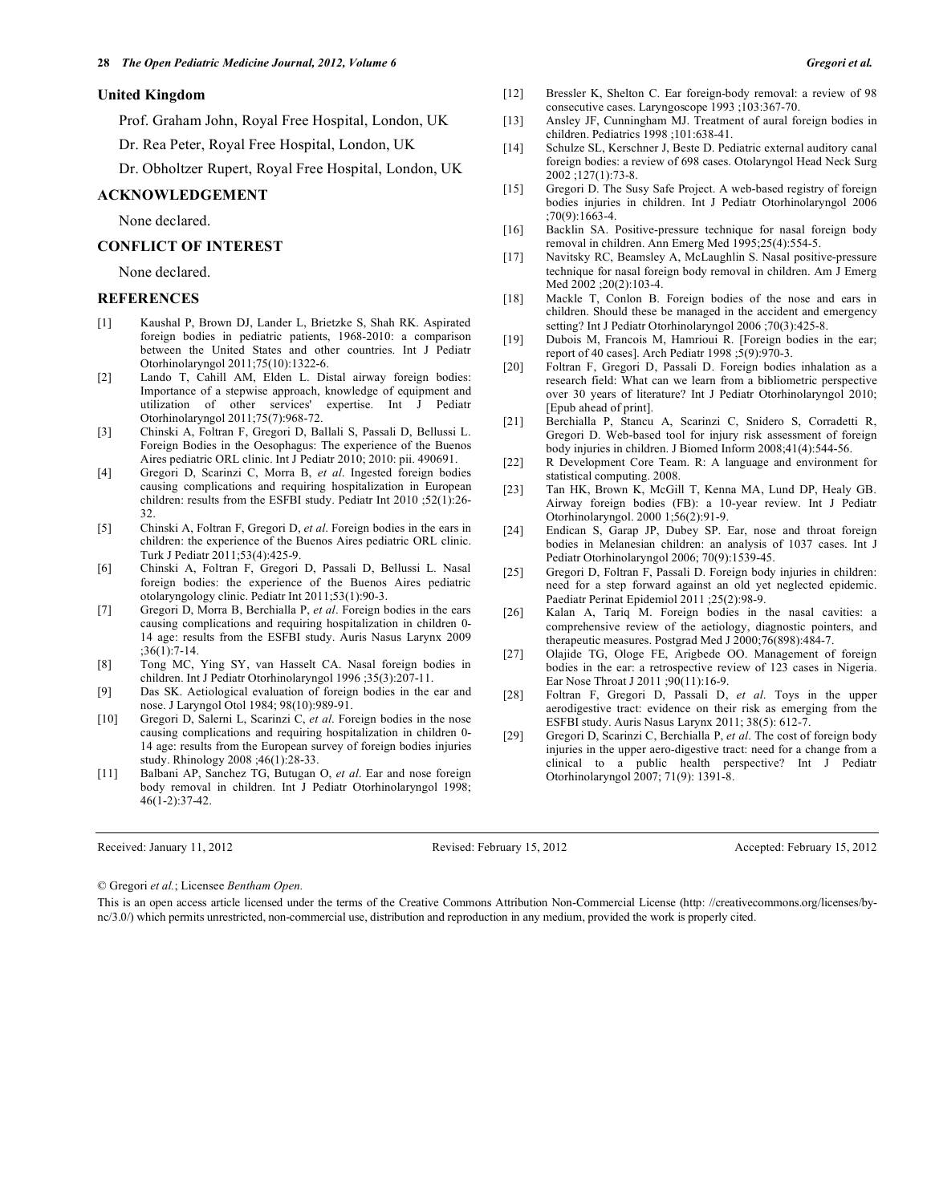## United Kingdom

Prof. Graham John, Royal Free Hospital, London, UK

Dr. Rea Peter, Royal Free Hospital, London, UK

Dr. Obholtzer Rupert, Royal Free Hospital, London, UK

## ACKNOWLEDGEMENT

None declared.

## CONFLICT OF INTEREST

None declared.

## REFERENCES

[1] Kaushal P, Brown DJ, Lander L, Brietzke S, Shah RK. Aspirated foreign bodies in pediatric patients, 1968-2010: a comparison between the United States and other countries. Int J Pediatr Otorhinolaryngol 2011;75(10):1322-6.

[2] Lando T, Cahill AM, Elden L. Distal airway foreign bodies: Importance of a stepwise approach, knowledge of equipment and utilization of other services' expertise. Int J Pediatr Otorhinolaryngol 2011;75(7):968-72.

[3] Chinski A, Foltran F, Gregori D, Ballali S, Passali D, Bellussi L. Foreign Bodies in the Oesophagus: The experience of the Buenos Aires pediatric ORL clinic. Int J Pediatr 2010; 2010: pii. 490691.

[4] Gregori D, Scarinzi C, Morra B, *et al*. Ingested foreign bodies causing complications and requiring hospitalization in European children: results from the ESFBI study. Pediatr Int 2010 ;52(1):26-32.

[5] Chinski A, Foltran F, Gregori D, *et al*. Foreign bodies in the ears in children: the experience of the Buenos Aires pediatric ORL clinic. Turk J Pediatr 2011;53(4):425-9.

[6] Chinski A, Foltran F, Gregori D, Passali D, Bellussi L. Nasal foreign bodies: the experience of the Buenos Aires pediatric otolaryngology clinic. Pediatr Int 2011;53(1):90-3.

[7] Gregori D, Morra B, Berchialla P, *et al*. Foreign bodies in the ears causing complications and requiring hospitalization in children 0-14 age: results from the ESFBI study. Auris Nasus Larynx 2009 ;36(1):7-14.

[8] Tong MC, Ying SY, van Hasselt CA. Nasal foreign bodies in children. Int J Pediatr Otorhinolaryngol 1996 ;35(3):207-11.

[9] Das SK. Aetiological evaluation of foreign bodies in the ear and nose. J Laryngol Otol 1984; 98(10):989-91.

[10] Gregori D, Salerni L, Scarinzi C, *et al*. Foreign bodies in the nose causing complications and requiring hospitalization in children 0-14 age: results from the European survey of foreign bodies injuries study. Rhinology 2008 ;46(1):28-33.

[11] Balbani AP, Sanchez TG, Butugan O, *et al*. Ear and nose foreign body removal in children. Int J Pediatr Otorhinolaryngol 1998; 46(1-2):37-42.

[12] Bressler K, Shelton C. Ear foreign-body removal: a review of 98 consecutive cases. Laryngoscope 1993 ;103:367-70.

[13] Ansley JF, Cunningham MJ. Treatment of aural foreign bodies in children. Pediatrics 1998 ;101:638-41.

[14] Schulze SL, Kerschner J, Beste D. Pediatric external auditory canal foreign bodies: a review of 698 cases. Otolaryngol Head Neck Surg 2002 ;127(1):73-8.

[15] Gregori D. The Susy Safe Project. A web-based registry of foreign bodies injuries in children. Int J Pediatr Otorhinolaryngol 2006 ;70(9):1663-4.

[16] Backlin SA. Positive-pressure technique for nasal foreign body removal in children. Ann Emerg Med 1995;25(4):554-5.

[17] Navitsky RC, Beamsley A, McLaughlin S. Nasal positive-pressure technique for nasal foreign body removal in children. Am J Emerg Med 2002 ;20(2):103-4.

[18] Mackle T, Conlon B. Foreign bodies of the nose and ears in children. Should these be managed in the accident and emergency setting? Int J Pediatr Otorhinolaryngol 2006 ;70(3):425-8.

[19] Dubois M, Francois M, Hamrioui R. [Foreign bodies in the ear; report of 40 cases]. Arch Pediatr 1998 ;5(9):970-3.

[20] Foltran F, Gregori D, Passali D. Foreign bodies inhalation as a research field: What can we learn from a bibliometric perspective over 30 years of literature? Int J Pediatr Otorhinolaryngol 2010; [Epub ahead of print].

[21] Berchialla P, Stancu A, Scarinzi C, Snidero S, Corradetti R, Gregori D. Web-based tool for injury risk assessment of foreign body injuries in children. J Biomed Inform 2008;41(4):544-56.

[22] R Development Core Team. R: A language and environment for statistical computing. 2008.

[23] Tan HK, Brown K, McGill T, Kenna MA, Lund DP, Healy GB. Airway foreign bodies (FB): a 10-year review. Int J Pediatr Otorhinolaryngol. 2000 1;56(2):91-9.

[24] Endican S, Garap JP, Dubey SP. Ear, nose and throat foreign bodies in Melanesian children: an analysis of 1037 cases. Int J Pediatr Otorhinolaryngol 2006; 70(9):1539-45.

[25] Gregori D, Foltran F, Passali D. Foreign body injuries in children: need for a step forward against an old yet neglected epidemic. Paediatr Perinat Epidemiol 2011 ;25(2):98-9.

[26] Kalan A, Tariq M. Foreign bodies in the nasal cavities: a comprehensive review of the aetiology, diagnostic pointers, and therapeutic measures. Postgrad Med J 2000;76(898):484-7.

[27] Olajide TG, Ologe FE, Arigbede OO. Management of foreign bodies in the ear: a retrospective review of 123 cases in Nigeria. Ear Nose Throat J 2011 ;90(11):16-9.

[28] Foltran F, Gregori D, Passali D, *et al*. Toys in the upper aerodigestive tract: evidence on their risk as emerging from the ESFBI study. Auris Nasus Larynx 2011; 38(5): 612-7.

[29] Gregori D, Scarinzi C, Berchialla P, *et al*. The cost of foreign body injuries in the upper aero-digestive tract: need for a change from a clinical to a public health perspective? Int J Pediatr Otorhinolaryngol 2007; 71(9): 1391-8.

Received: January 11, 2012 Revised: February 15, 2012 Accepted: February 15, 2012

© Gregori *et al.*; Licensee *Bentham Open.*

This is an open access article licensed under the terms of the Creative Commons Attribution Non-Commercial License (http: //creativecommons.org/licenses/by-nc/3.0/) which permits unrestricted, non-commercial use, distribution and reproduction in any medium, provided the work is properly cited.